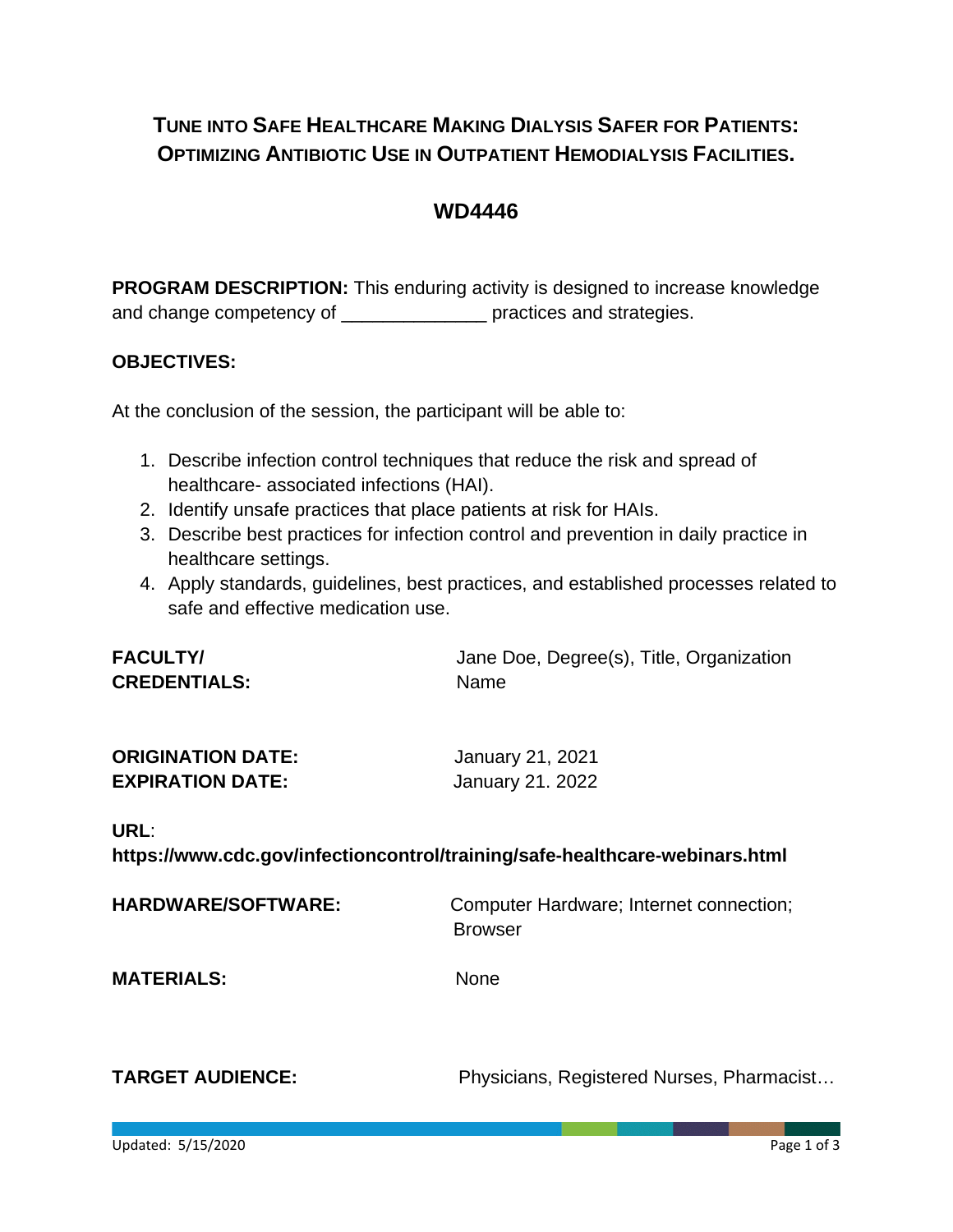# Tune into Safe Healthcare Making Dialysis Safer for Patients: Optimizing Antibiotic Use in Outpatient Hemodialysis Facilities.

## WD4446

**PROGRAM DESCRIPTION:** This enduring activity is designed to increase knowledge and change competency of ______________ practices and strategies.

**OBJECTIVES:**

At the conclusion of the session, the participant will be able to:

1. Describe infection control techniques that reduce the risk and spread of healthcare- associated infections (HAI).
2. Identify unsafe practices that place patients at risk for HAIs.
3. Describe best practices for infection control and prevention in daily practice in healthcare settings.
4. Apply standards, guidelines, best practices, and established processes related to safe and effective medication use.

**FACULTY/ CREDENTIALS:** Jane Doe, Degree(s), Title, Organization Name

**ORIGINATION DATE:** January 21, 2021
**EXPIRATION DATE:** January 21. 2022

**URL**:
**https://www.cdc.gov/infectioncontrol/training/safe-healthcare-webinars.html**

**HARDWARE/SOFTWARE:** Computer Hardware; Internet connection; Browser

**MATERIALS:** None

**TARGET AUDIENCE:** Physicians, Registered Nurses, Pharmacist…

Updated: 5/15/2020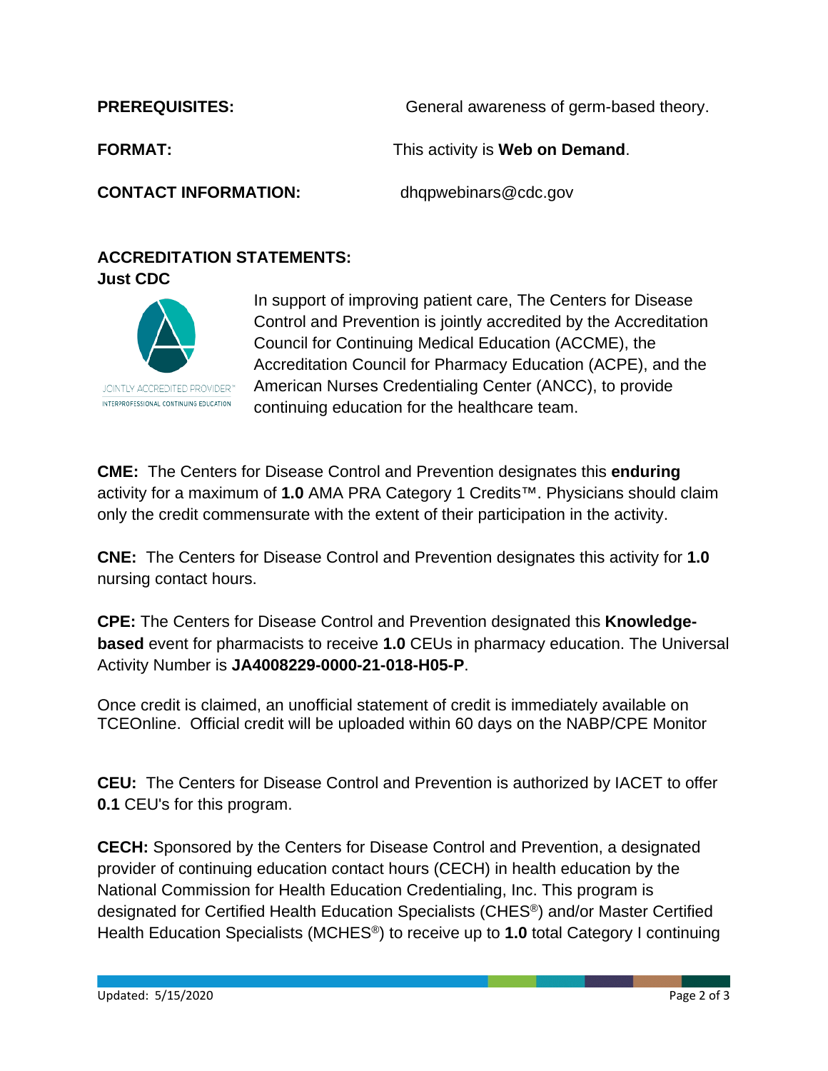**PREREQUISITES:** General awareness of germ-based theory.

**FORMAT:** This activity is **Web on Demand**.

**CONTACT INFORMATION:** dhqpwebinars@cdc.gov

**ACCREDITATION STATEMENTS:**

**Just CDC**

JOINTLY ACCREDITED PROVIDER™
INTERPROFESSIONAL CONTINUING EDUCATION

In support of improving patient care, The Centers for Disease Control and Prevention is jointly accredited by the Accreditation Council for Continuing Medical Education (ACCME), the Accreditation Council for Pharmacy Education (ACPE), and the American Nurses Credentialing Center (ANCC), to provide continuing education for the healthcare team.

**CME:** The Centers for Disease Control and Prevention designates this **enduring** activity for a maximum of **1.0** AMA PRA Category 1 Credits™. Physicians should claim only the credit commensurate with the extent of their participation in the activity.

**CNE:** The Centers for Disease Control and Prevention designates this activity for **1.0** nursing contact hours.

**CPE:** The Centers for Disease Control and Prevention designated this **Knowledge-based** event for pharmacists to receive **1.0** CEUs in pharmacy education. The Universal Activity Number is **JA4008229-0000-21-018-H05-P**.

Once credit is claimed, an unofficial statement of credit is immediately available on TCEOnline. Official credit will be uploaded within 60 days on the NABP/CPE Monitor

**CEU:** The Centers for Disease Control and Prevention is authorized by IACET to offer **0.1** CEU's for this program.

**CECH:** Sponsored by the Centers for Disease Control and Prevention, a designated provider of continuing education contact hours (CECH) in health education by the National Commission for Health Education Credentialing, Inc. This program is designated for Certified Health Education Specialists (CHES®) and/or Master Certified Health Education Specialists (MCHES®) to receive up to **1.0** total Category I continuing

Updated: 5/15/2020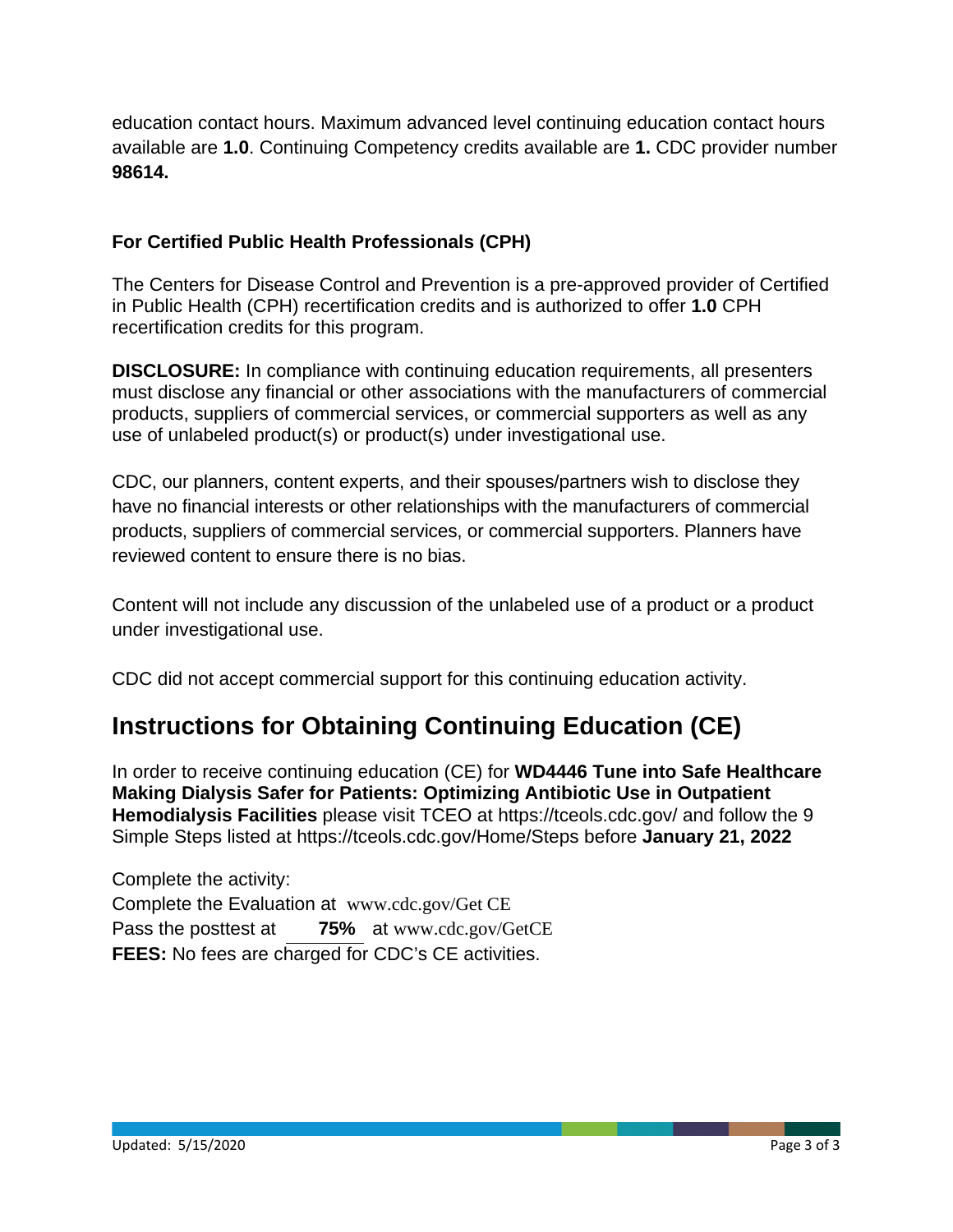education contact hours. Maximum advanced level continuing education contact hours available are **1.0**. Continuing Competency credits available are **1.** CDC provider number **98614.**

### For Certified Public Health Professionals (CPH)

The Centers for Disease Control and Prevention is a pre-approved provider of Certified in Public Health (CPH) recertification credits and is authorized to offer **1.0** CPH recertification credits for this program.

**DISCLOSURE:** In compliance with continuing education requirements, all presenters must disclose any financial or other associations with the manufacturers of commercial products, suppliers of commercial services, or commercial supporters as well as any use of unlabeled product(s) or product(s) under investigational use.

CDC, our planners, content experts, and their spouses/partners wish to disclose they have no financial interests or other relationships with the manufacturers of commercial products, suppliers of commercial services, or commercial supporters. Planners have reviewed content to ensure there is no bias.

Content will not include any discussion of the unlabeled use of a product or a product under investigational use.

CDC did not accept commercial support for this continuing education activity.

## Instructions for Obtaining Continuing Education (CE)

In order to receive continuing education (CE) for **WD4446 Tune into Safe Healthcare Making Dialysis Safer for Patients: Optimizing Antibiotic Use in Outpatient Hemodialysis Facilities** please visit TCEO at https://tceols.cdc.gov/ and follow the 9 Simple Steps listed at https://tceols.cdc.gov/Home/Steps before **January 21, 2022**

Complete the activity:
Complete the Evaluation at www.cdc.gov/Get CE
Pass the posttest at **75%** at www.cdc.gov/GetCE
**FEES:** No fees are charged for CDC's CE activities.